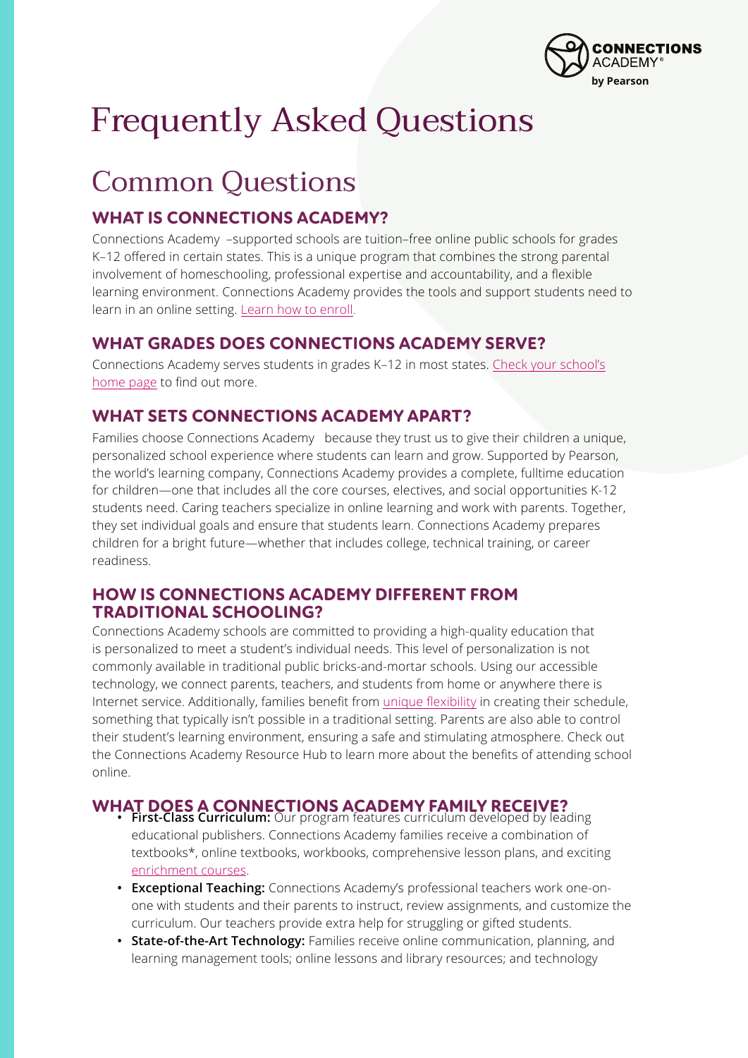# Frequently Asked Questions

## Common Questions

### WHAT IS CONNECTIONS ACADEMY?

Connections Academy –supported schools are tuition–free online public schools for grades K–12 offered in certain states. This is a unique program that combines the strong parental involvement of homeschooling, professional expertise and accountability, and a flexible learning environment. Connections Academy provides the tools and support students need to learn in an online setting. [Learn how to enroll.]

### WHAT GRADES DOES CONNECTIONS ACADEMY SERVE?

Connections Academy serves students in grades K–12 in most states. [Check your school's home page] to find out more.

### WHAT SETS CONNECTIONS ACADEMY APART?

Families choose Connections Academy because they trust us to give their children a unique, personalized school experience where students can learn and grow. Supported by Pearson, the world's learning company, Connections Academy provides a complete, fulltime education for children—one that includes all the core courses, electives, and social opportunities K-12 students need. Caring teachers specialize in online learning and work with parents. Together, they set individual goals and ensure that students learn. Connections Academy prepares children for a bright future—whether that includes college, technical training, or career readiness.

### HOW IS CONNECTIONS ACADEMY DIFFERENT FROM TRADITIONAL SCHOOLING?

Connections Academy schools are committed to providing a high-quality education that is personalized to meet a student's individual needs. This level of personalization is not commonly available in traditional public bricks-and-mortar schools. Using our accessible technology, we connect parents, teachers, and students from home or anywhere there is Internet service. Additionally, families benefit from [unique flexibility] in creating their schedule, something that typically isn't possible in a traditional setting. Parents are also able to control their student's learning environment, ensuring a safe and stimulating atmosphere. Check out the Connections Academy Resource Hub to learn more about the benefits of attending school online.

### WHAT DOES A CONNECTIONS ACADEMY FAMILY RECEIVE?

- **First-Class Curriculum:** Our program features curriculum developed by leading educational publishers. Connections Academy families receive a combination of textbooks*, online textbooks, workbooks, comprehensive lesson plans, and exciting [enrichment courses].
- **Exceptional Teaching:** Connections Academy's professional teachers work one-on-one with students and their parents to instruct, review assignments, and customize the curriculum. Our teachers provide extra help for struggling or gifted students.
- **State-of-the-Art Technology:** Families receive online communication, planning, and learning management tools; online lessons and library resources; and technology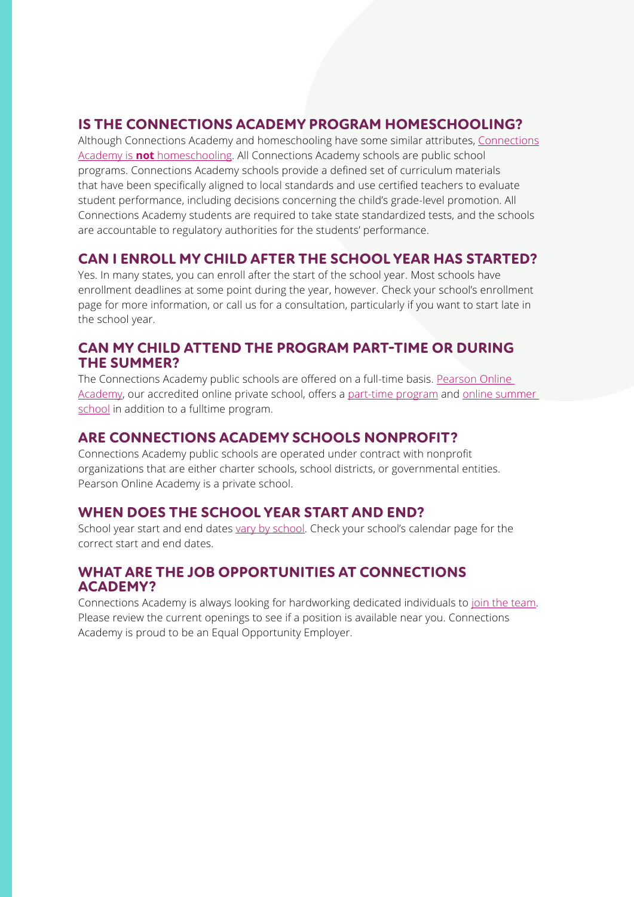## IS THE CONNECTIONS ACADEMY PROGRAM HOMESCHOOLING?

Although Connections Academy and homeschooling have some similar attributes, Connections Academy is **not** homeschooling. All Connections Academy schools are public school programs. Connections Academy schools provide a defined set of curriculum materials that have been specifically aligned to local standards and use certified teachers to evaluate student performance, including decisions concerning the child's grade-level promotion. All Connections Academy students are required to take state standardized tests, and the schools are accountable to regulatory authorities for the students' performance.

## CAN I ENROLL MY CHILD AFTER THE SCHOOL YEAR HAS STARTED?

Yes. In many states, you can enroll after the start of the school year. Most schools have enrollment deadlines at some point during the year, however. Check your school's enrollment page for more information, or call us for a consultation, particularly if you want to start late in the school year.

## CAN MY CHILD ATTEND THE PROGRAM PART-TIME OR DURING THE SUMMER?

The Connections Academy public schools are offered on a full-time basis. Pearson Online Academy, our accredited online private school, offers a part-time program and online summer school in addition to a fulltime program.

## ARE CONNECTIONS ACADEMY SCHOOLS NONPROFIT?

Connections Academy public schools are operated under contract with nonprofit organizations that are either charter schools, school districts, or governmental entities. Pearson Online Academy is a private school.

## WHEN DOES THE SCHOOL YEAR START AND END?

School year start and end dates vary by school. Check your school's calendar page for the correct start and end dates.

## WHAT ARE THE JOB OPPORTUNITIES AT CONNECTIONS ACADEMY?

Connections Academy is always looking for hardworking dedicated individuals to join the team. Please review the current openings to see if a position is available near you. Connections Academy is proud to be an Equal Opportunity Employer.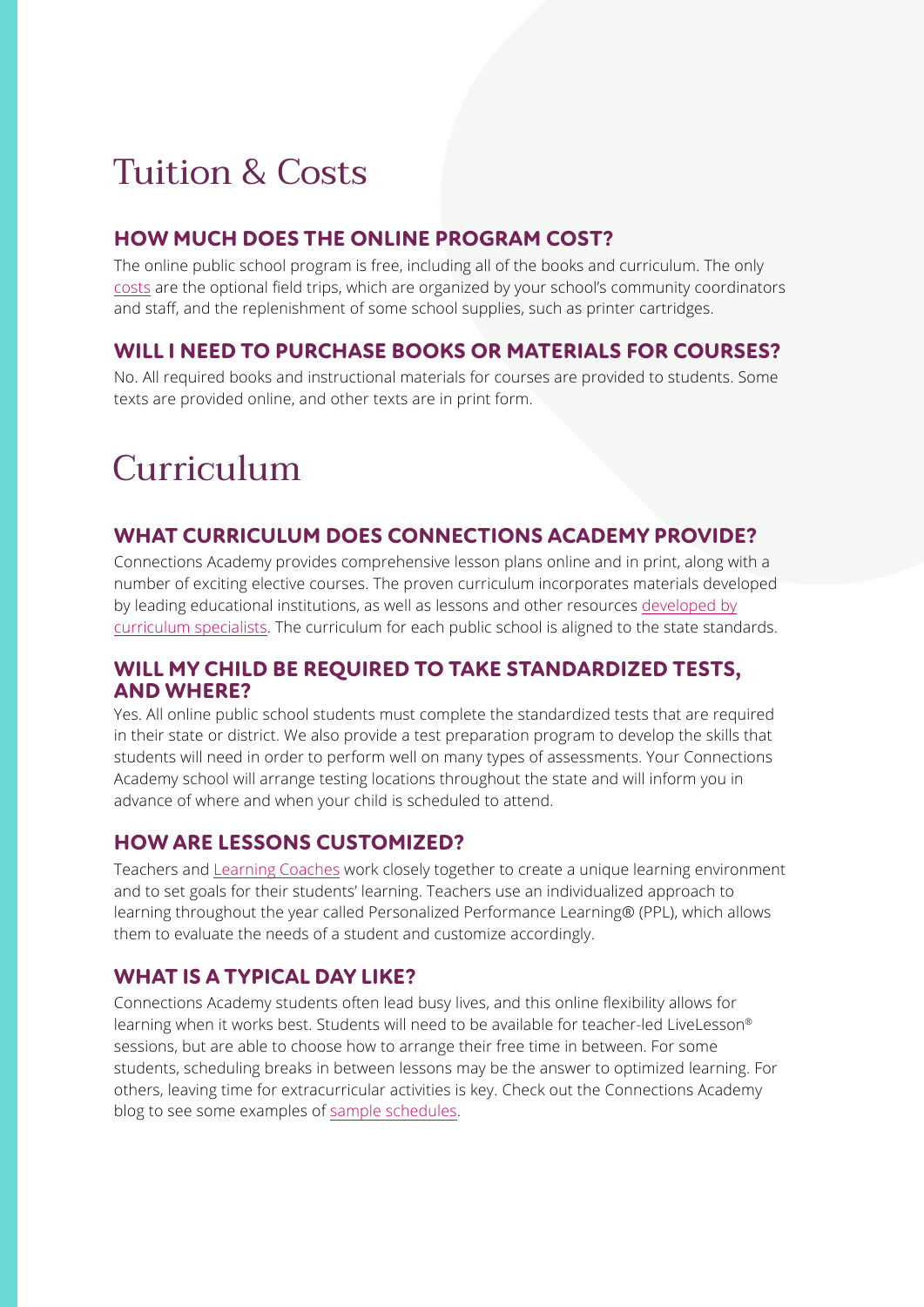# Tuition & Costs

### HOW MUCH DOES THE ONLINE PROGRAM COST?

The online public school program is free, including all of the books and curriculum. The only costs are the optional field trips, which are organized by your school's community coordinators and staff, and the replenishment of some school supplies, such as printer cartridges.

### WILL I NEED TO PURCHASE BOOKS OR MATERIALS FOR COURSES?

No. All required books and instructional materials for courses are provided to students. Some texts are provided online, and other texts are in print form.

# Curriculum

### WHAT CURRICULUM DOES CONNECTIONS ACADEMY PROVIDE?

Connections Academy provides comprehensive lesson plans online and in print, along with a number of exciting elective courses. The proven curriculum incorporates materials developed by leading educational institutions, as well as lessons and other resources developed by curriculum specialists. The curriculum for each public school is aligned to the state standards.

### WILL MY CHILD BE REQUIRED TO TAKE STANDARDIZED TESTS, AND WHERE?

Yes. All online public school students must complete the standardized tests that are required in their state or district. We also provide a test preparation program to develop the skills that students will need in order to perform well on many types of assessments. Your Connections Academy school will arrange testing locations throughout the state and will inform you in advance of where and when your child is scheduled to attend.

### HOW ARE LESSONS CUSTOMIZED?

Teachers and Learning Coaches work closely together to create a unique learning environment and to set goals for their students' learning. Teachers use an individualized approach to learning throughout the year called Personalized Performance Learning® (PPL), which allows them to evaluate the needs of a student and customize accordingly.

### WHAT IS A TYPICAL DAY LIKE?

Connections Academy students often lead busy lives, and this online flexibility allows for learning when it works best. Students will need to be available for teacher-led LiveLesson® sessions, but are able to choose how to arrange their free time in between. For some students, scheduling breaks in between lessons may be the answer to optimized learning. For others, leaving time for extracurricular activities is key. Check out the Connections Academy blog to see some examples of sample schedules.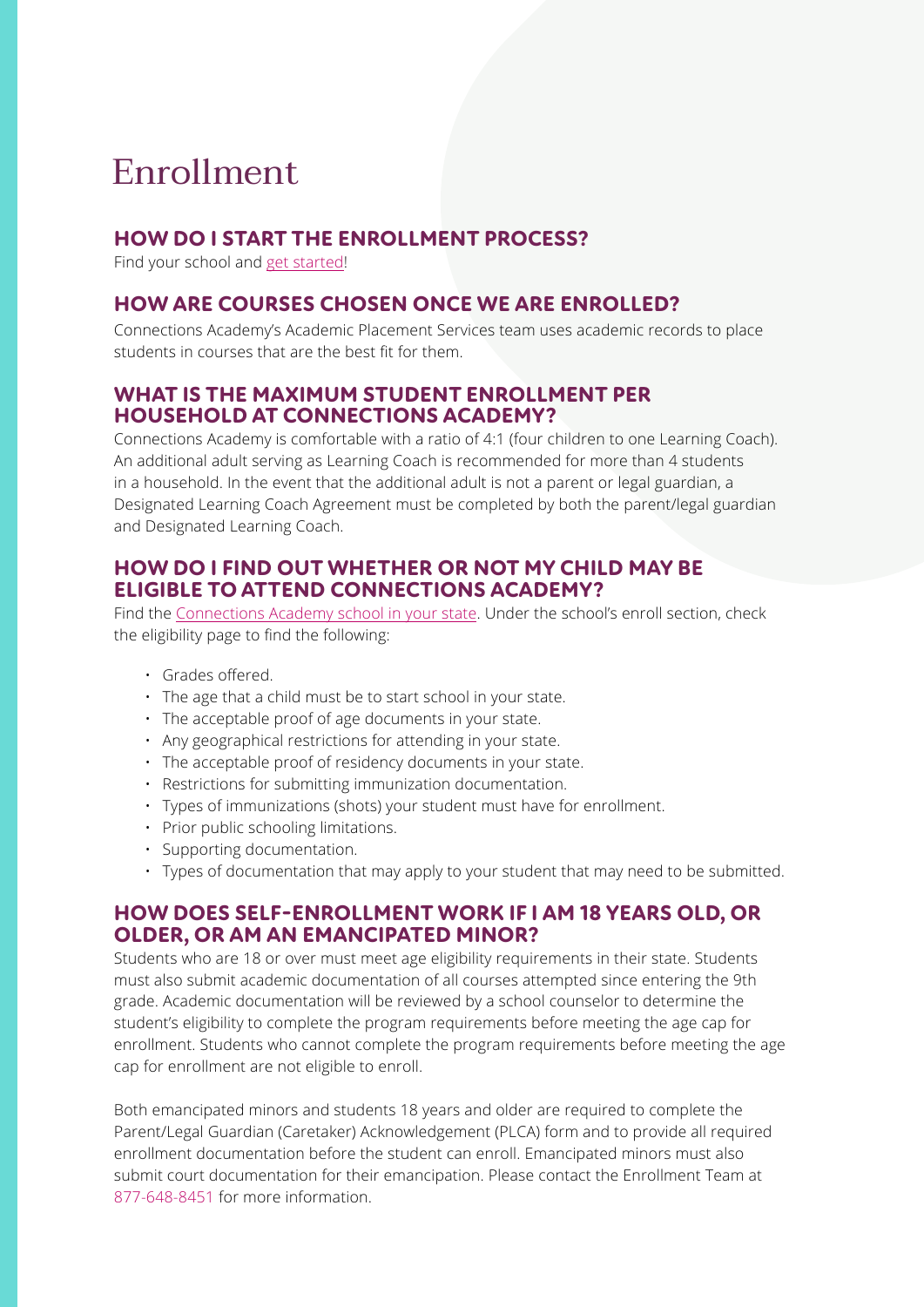# Enrollment

## HOW DO I START THE ENROLLMENT PROCESS?

Find your school and get started!

## HOW ARE COURSES CHOSEN ONCE WE ARE ENROLLED?

Connections Academy's Academic Placement Services team uses academic records to place students in courses that are the best fit for them.

## WHAT IS THE MAXIMUM STUDENT ENROLLMENT PER HOUSEHOLD AT CONNECTIONS ACADEMY?

Connections Academy is comfortable with a ratio of 4:1 (four children to one Learning Coach). An additional adult serving as Learning Coach is recommended for more than 4 students in a household. In the event that the additional adult is not a parent or legal guardian, a Designated Learning Coach Agreement must be completed by both the parent/legal guardian and Designated Learning Coach.

## HOW DO I FIND OUT WHETHER OR NOT MY CHILD MAY BE ELIGIBLE TO ATTEND CONNECTIONS ACADEMY?

Find the Connections Academy school in your state. Under the school's enroll section, check the eligibility page to find the following:

- Grades offered.
- The age that a child must be to start school in your state.
- The acceptable proof of age documents in your state.
- Any geographical restrictions for attending in your state.
- The acceptable proof of residency documents in your state.
- Restrictions for submitting immunization documentation.
- Types of immunizations (shots) your student must have for enrollment.
- Prior public schooling limitations.
- Supporting documentation.
- Types of documentation that may apply to your student that may need to be submitted.

## HOW DOES SELF-ENROLLMENT WORK IF I AM 18 YEARS OLD, OR OLDER, OR AM AN EMANCIPATED MINOR?

Students who are 18 or over must meet age eligibility requirements in their state. Students must also submit academic documentation of all courses attempted since entering the 9th grade. Academic documentation will be reviewed by a school counselor to determine the student's eligibility to complete the program requirements before meeting the age cap for enrollment. Students who cannot complete the program requirements before meeting the age cap for enrollment are not eligible to enroll.

Both emancipated minors and students 18 years and older are required to complete the Parent/Legal Guardian (Caretaker) Acknowledgement (PLCA) form and to provide all required enrollment documentation before the student can enroll. Emancipated minors must also submit court documentation for their emancipation. Please contact the Enrollment Team at 877-648-8451 for more information.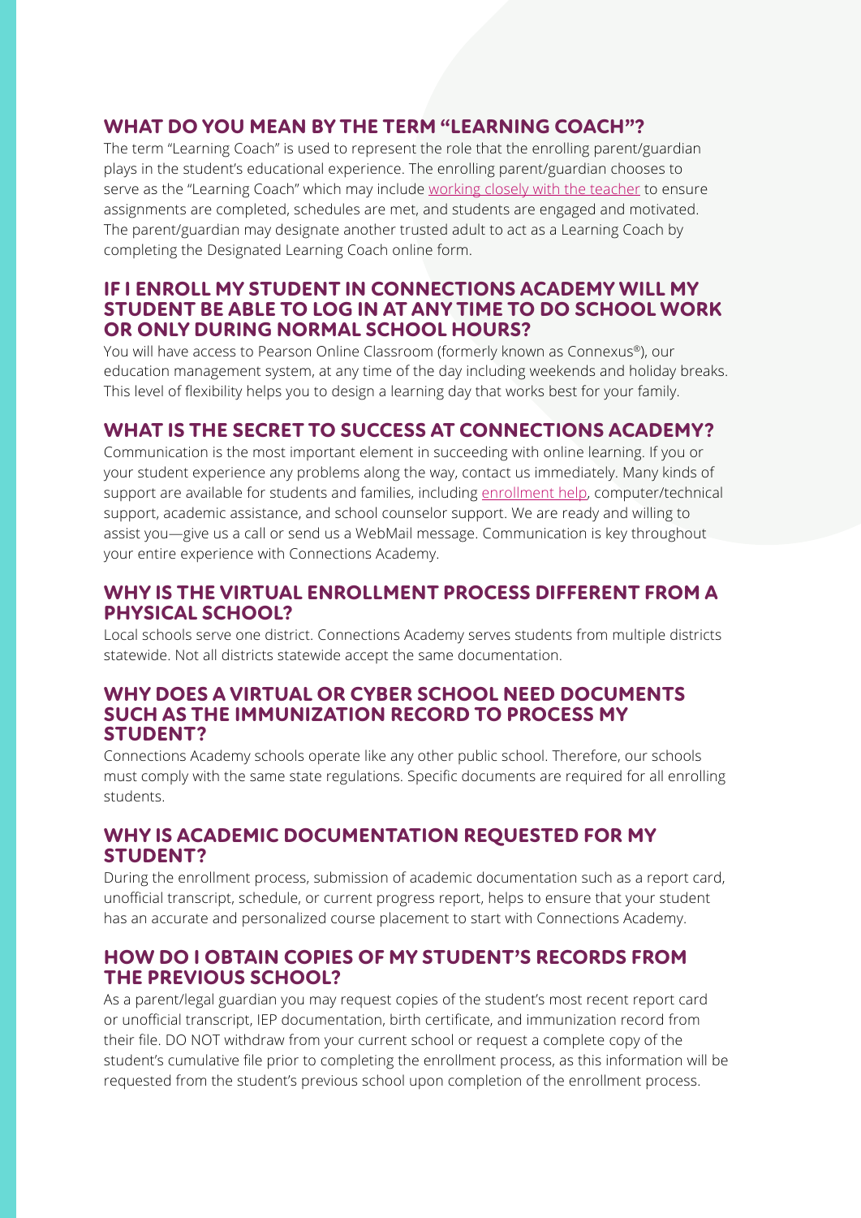## WHAT DO YOU MEAN BY THE TERM "LEARNING COACH"?

The term "Learning Coach" is used to represent the role that the enrolling parent/guardian plays in the student's educational experience. The enrolling parent/guardian chooses to serve as the "Learning Coach" which may include working closely with the teacher to ensure assignments are completed, schedules are met, and students are engaged and motivated. The parent/guardian may designate another trusted adult to act as a Learning Coach by completing the Designated Learning Coach online form.

## IF I ENROLL MY STUDENT IN CONNECTIONS ACADEMY WILL MY STUDENT BE ABLE TO LOG IN AT ANY TIME TO DO SCHOOL WORK OR ONLY DURING NORMAL SCHOOL HOURS?

You will have access to Pearson Online Classroom (formerly known as Connexus®), our education management system, at any time of the day including weekends and holiday breaks. This level of flexibility helps you to design a learning day that works best for your family.

## WHAT IS THE SECRET TO SUCCESS AT CONNECTIONS ACADEMY?

Communication is the most important element in succeeding with online learning. If you or your student experience any problems along the way, contact us immediately. Many kinds of support are available for students and families, including enrollment help, computer/technical support, academic assistance, and school counselor support. We are ready and willing to assist you—give us a call or send us a WebMail message. Communication is key throughout your entire experience with Connections Academy.

## WHY IS THE VIRTUAL ENROLLMENT PROCESS DIFFERENT FROM A PHYSICAL SCHOOL?

Local schools serve one district. Connections Academy serves students from multiple districts statewide. Not all districts statewide accept the same documentation.

## WHY DOES A VIRTUAL OR CYBER SCHOOL NEED DOCUMENTS SUCH AS THE IMMUNIZATION RECORD TO PROCESS MY STUDENT?

Connections Academy schools operate like any other public school. Therefore, our schools must comply with the same state regulations. Specific documents are required for all enrolling students.

## WHY IS ACADEMIC DOCUMENTATION REQUESTED FOR MY STUDENT?

During the enrollment process, submission of academic documentation such as a report card, unofficial transcript, schedule, or current progress report, helps to ensure that your student has an accurate and personalized course placement to start with Connections Academy.

## HOW DO I OBTAIN COPIES OF MY STUDENT'S RECORDS FROM THE PREVIOUS SCHOOL?

As a parent/legal guardian you may request copies of the student's most recent report card or unofficial transcript, IEP documentation, birth certificate, and immunization record from their file. DO NOT withdraw from your current school or request a complete copy of the student's cumulative file prior to completing the enrollment process, as this information will be requested from the student's previous school upon completion of the enrollment process.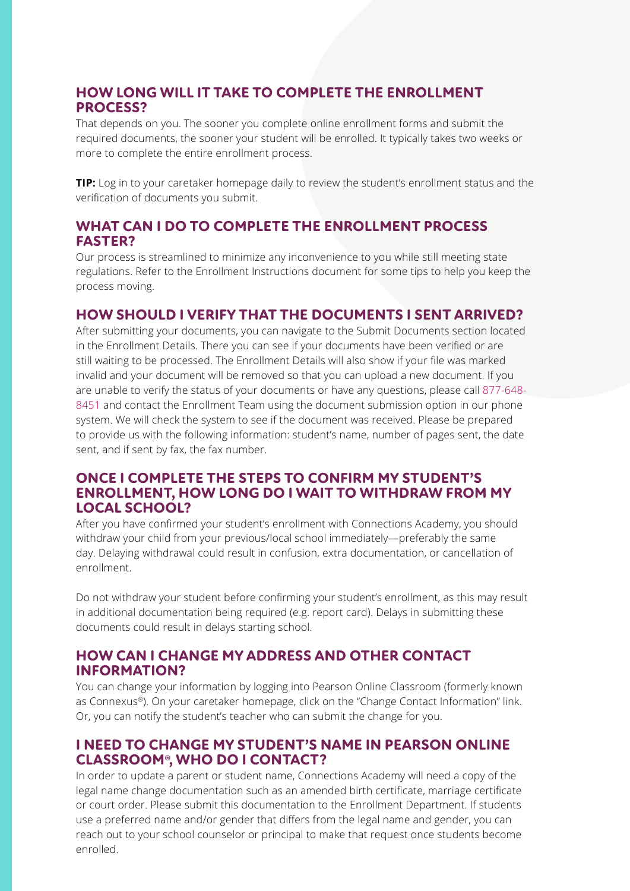## HOW LONG WILL IT TAKE TO COMPLETE THE ENROLLMENT PROCESS?

That depends on you. The sooner you complete online enrollment forms and submit the required documents, the sooner your student will be enrolled. It typically takes two weeks or more to complete the entire enrollment process.

**TIP:** Log in to your caretaker homepage daily to review the student's enrollment status and the verification of documents you submit.

## WHAT CAN I DO TO COMPLETE THE ENROLLMENT PROCESS FASTER?

Our process is streamlined to minimize any inconvenience to you while still meeting state regulations. Refer to the Enrollment Instructions document for some tips to help you keep the process moving.

## HOW SHOULD I VERIFY THAT THE DOCUMENTS I SENT ARRIVED?

After submitting your documents, you can navigate to the Submit Documents section located in the Enrollment Details. There you can see if your documents have been verified or are still waiting to be processed. The Enrollment Details will also show if your file was marked invalid and your document will be removed so that you can upload a new document. If you are unable to verify the status of your documents or have any questions, please call 877-648-8451 and contact the Enrollment Team using the document submission option in our phone system. We will check the system to see if the document was received. Please be prepared to provide us with the following information: student's name, number of pages sent, the date sent, and if sent by fax, the fax number.

## ONCE I COMPLETE THE STEPS TO CONFIRM MY STUDENT'S ENROLLMENT, HOW LONG DO I WAIT TO WITHDRAW FROM MY LOCAL SCHOOL?

After you have confirmed your student's enrollment with Connections Academy, you should withdraw your child from your previous/local school immediately—preferably the same day. Delaying withdrawal could result in confusion, extra documentation, or cancellation of enrollment.

Do not withdraw your student before confirming your student's enrollment, as this may result in additional documentation being required (e.g. report card). Delays in submitting these documents could result in delays starting school.

## HOW CAN I CHANGE MY ADDRESS AND OTHER CONTACT INFORMATION?

You can change your information by logging into Pearson Online Classroom (formerly known as Connexus®). On your caretaker homepage, click on the "Change Contact Information" link. Or, you can notify the student's teacher who can submit the change for you.

## I NEED TO CHANGE MY STUDENT'S NAME IN PEARSON ONLINE CLASSROOM®, WHO DO I CONTACT?

In order to update a parent or student name, Connections Academy will need a copy of the legal name change documentation such as an amended birth certificate, marriage certificate or court order. Please submit this documentation to the Enrollment Department. If students use a preferred name and/or gender that differs from the legal name and gender, you can reach out to your school counselor or principal to make that request once students become enrolled.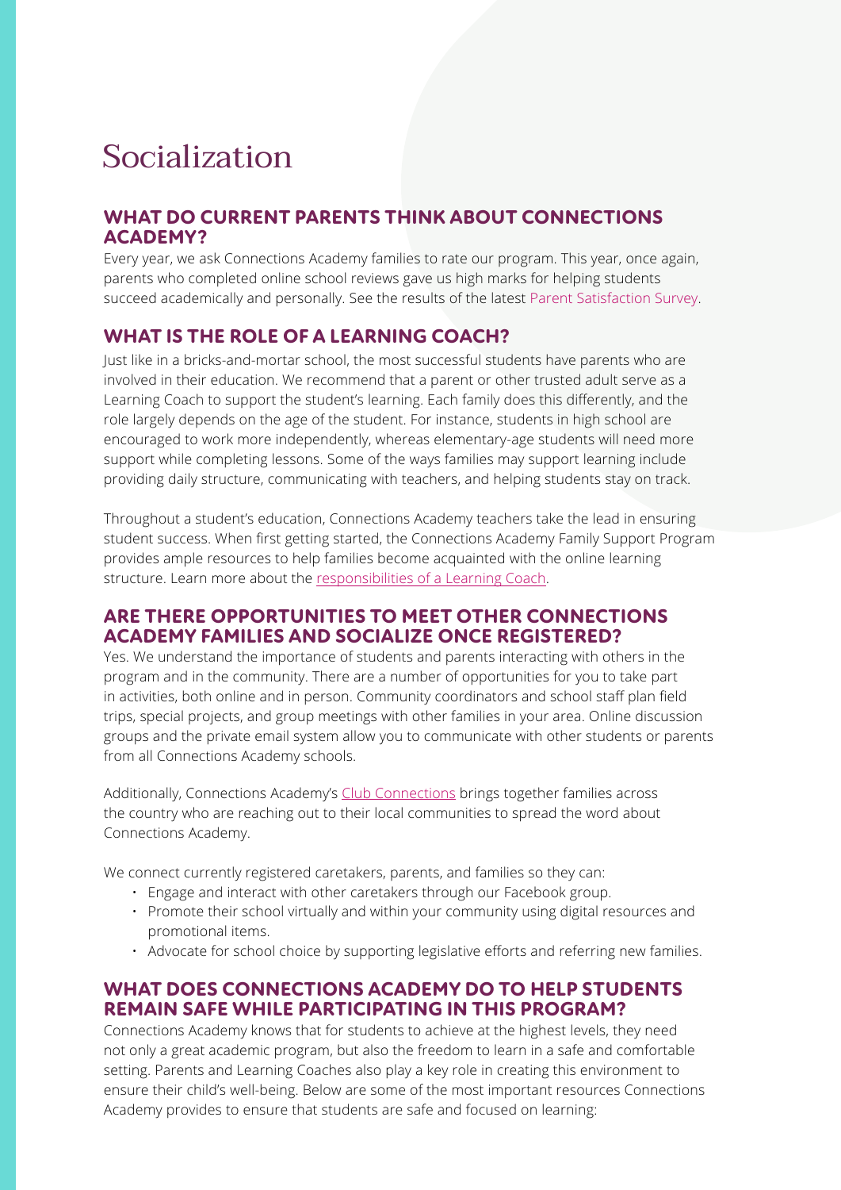# Socialization

## WHAT DO CURRENT PARENTS THINK ABOUT CONNECTIONS ACADEMY?

Every year, we ask Connections Academy families to rate our program. This year, once again, parents who completed online school reviews gave us high marks for helping students succeed academically and personally. See the results of the latest Parent Satisfaction Survey.

## WHAT IS THE ROLE OF A LEARNING COACH?

Just like in a bricks-and-mortar school, the most successful students have parents who are involved in their education. We recommend that a parent or other trusted adult serve as a Learning Coach to support the student's learning. Each family does this differently, and the role largely depends on the age of the student. For instance, students in high school are encouraged to work more independently, whereas elementary-age students will need more support while completing lessons. Some of the ways families may support learning include providing daily structure, communicating with teachers, and helping students stay on track.

Throughout a student's education, Connections Academy teachers take the lead in ensuring student success. When first getting started, the Connections Academy Family Support Program provides ample resources to help families become acquainted with the online learning structure. Learn more about the responsibilities of a Learning Coach.

## ARE THERE OPPORTUNITIES TO MEET OTHER CONNECTIONS ACADEMY FAMILIES AND SOCIALIZE ONCE REGISTERED?

Yes. We understand the importance of students and parents interacting with others in the program and in the community. There are a number of opportunities for you to take part in activities, both online and in person. Community coordinators and school staff plan field trips, special projects, and group meetings with other families in your area. Online discussion groups and the private email system allow you to communicate with other students or parents from all Connections Academy schools.

Additionally, Connections Academy's Club Connections brings together families across the country who are reaching out to their local communities to spread the word about Connections Academy.

We connect currently registered caretakers, parents, and families so they can:

- Engage and interact with other caretakers through our Facebook group.
- Promote their school virtually and within your community using digital resources and promotional items.
- Advocate for school choice by supporting legislative efforts and referring new families.

## WHAT DOES CONNECTIONS ACADEMY DO TO HELP STUDENTS REMAIN SAFE WHILE PARTICIPATING IN THIS PROGRAM?

Connections Academy knows that for students to achieve at the highest levels, they need not only a great academic program, but also the freedom to learn in a safe and comfortable setting. Parents and Learning Coaches also play a key role in creating this environment to ensure their child's well-being. Below are some of the most important resources Connections Academy provides to ensure that students are safe and focused on learning: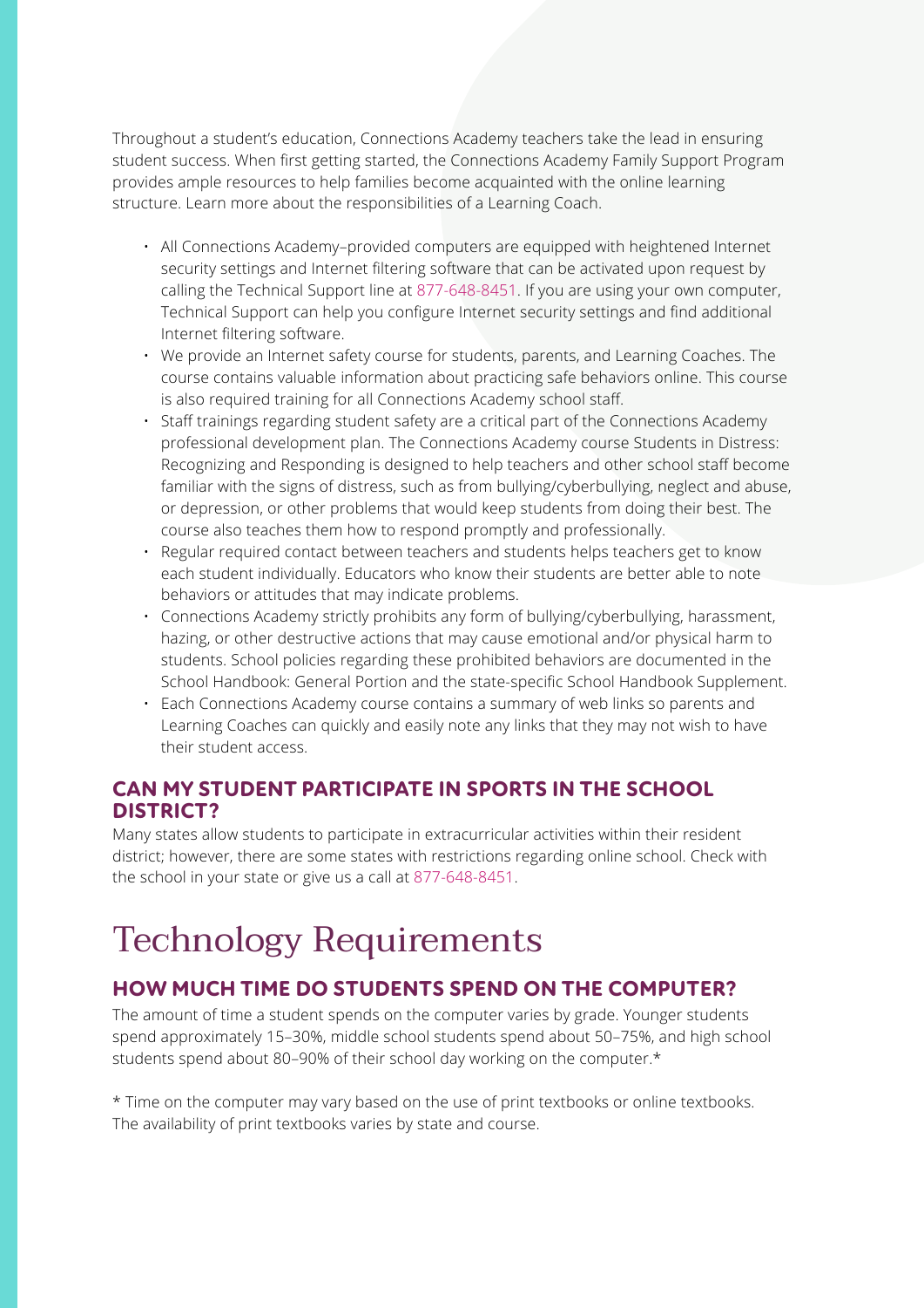Throughout a student's education, Connections Academy teachers take the lead in ensuring student success. When first getting started, the Connections Academy Family Support Program provides ample resources to help families become acquainted with the online learning structure. Learn more about the responsibilities of a Learning Coach.

- All Connections Academy–provided computers are equipped with heightened Internet security settings and Internet filtering software that can be activated upon request by calling the Technical Support line at 877-648-8451. If you are using your own computer, Technical Support can help you configure Internet security settings and find additional Internet filtering software.
- We provide an Internet safety course for students, parents, and Learning Coaches. The course contains valuable information about practicing safe behaviors online. This course is also required training for all Connections Academy school staff.
- Staff trainings regarding student safety are a critical part of the Connections Academy professional development plan. The Connections Academy course Students in Distress: Recognizing and Responding is designed to help teachers and other school staff become familiar with the signs of distress, such as from bullying/cyberbullying, neglect and abuse, or depression, or other problems that would keep students from doing their best. The course also teaches them how to respond promptly and professionally.
- Regular required contact between teachers and students helps teachers get to know each student individually. Educators who know their students are better able to note behaviors or attitudes that may indicate problems.
- Connections Academy strictly prohibits any form of bullying/cyberbullying, harassment, hazing, or other destructive actions that may cause emotional and/or physical harm to students. School policies regarding these prohibited behaviors are documented in the School Handbook: General Portion and the state-specific School Handbook Supplement.
- Each Connections Academy course contains a summary of web links so parents and Learning Coaches can quickly and easily note any links that they may not wish to have their student access.

### CAN MY STUDENT PARTICIPATE IN SPORTS IN THE SCHOOL DISTRICT?

Many states allow students to participate in extracurricular activities within their resident district; however, there are some states with restrictions regarding online school. Check with the school in your state or give us a call at 877-648-8451.

## Technology Requirements

### HOW MUCH TIME DO STUDENTS SPEND ON THE COMPUTER?

The amount of time a student spends on the computer varies by grade. Younger students spend approximately 15–30%, middle school students spend about 50–75%, and high school students spend about 80–90% of their school day working on the computer.*

* Time on the computer may vary based on the use of print textbooks or online textbooks. The availability of print textbooks varies by state and course.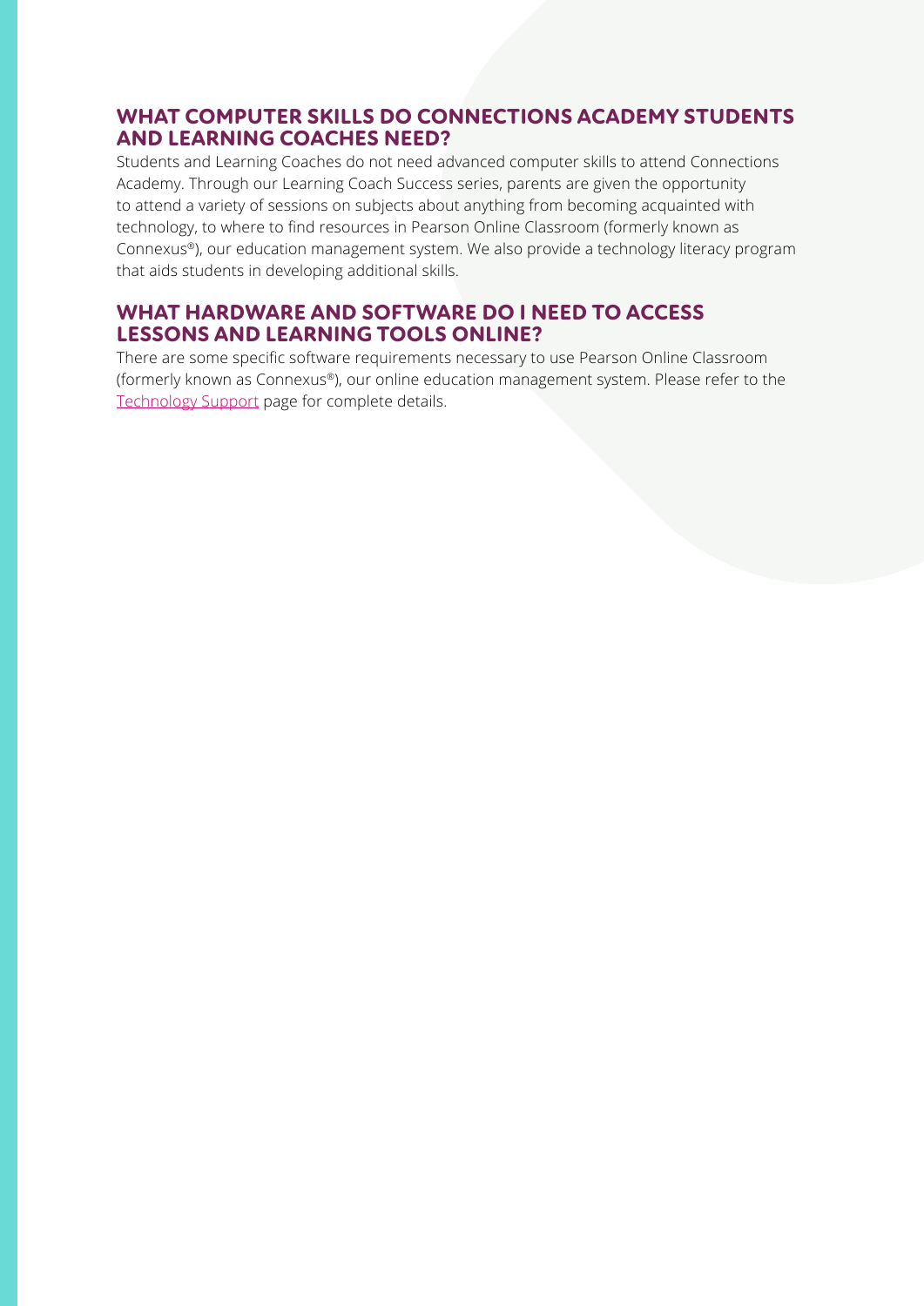## WHAT COMPUTER SKILLS DO CONNECTIONS ACADEMY STUDENTS AND LEARNING COACHES NEED?

Students and Learning Coaches do not need advanced computer skills to attend Connections Academy. Through our Learning Coach Success series, parents are given the opportunity to attend a variety of sessions on subjects about anything from becoming acquainted with technology, to where to find resources in Pearson Online Classroom (formerly known as Connexus®), our education management system. We also provide a technology literacy program that aids students in developing additional skills.

## WHAT HARDWARE AND SOFTWARE DO I NEED TO ACCESS LESSONS AND LEARNING TOOLS ONLINE?

There are some specific software requirements necessary to use Pearson Online Classroom (formerly known as Connexus®), our online education management system. Please refer to the Technology Support page for complete details.